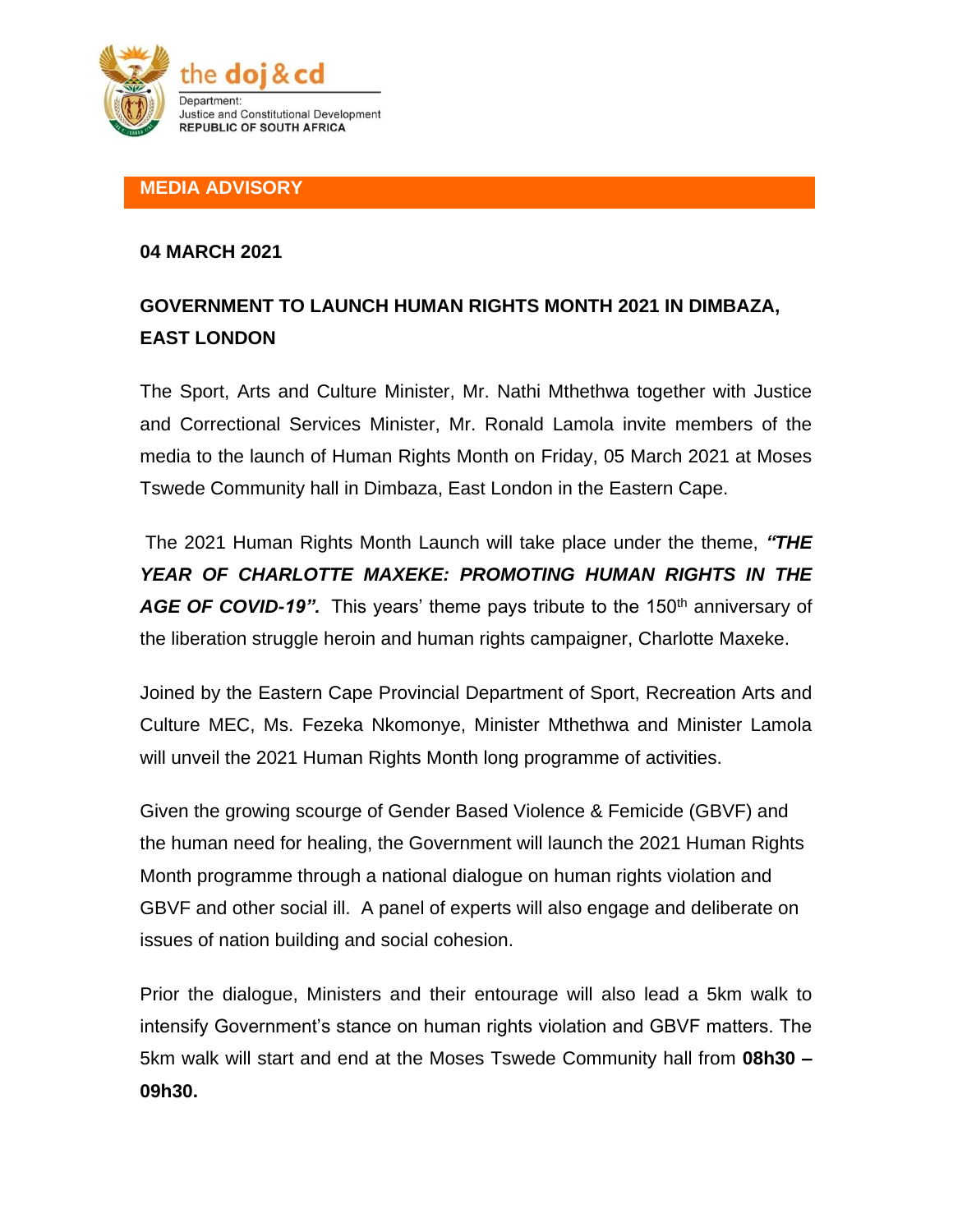the doj & cd

Department:
Justice and Constitutional Development
REPUBLIC OF SOUTH AFRICA

**MEDIA ADVISORY**

**04 MARCH 2021**

## GOVERNMENT TO LAUNCH HUMAN RIGHTS MONTH 2021 IN DIMBAZA, EAST LONDON

The Sport, Arts and Culture Minister, Mr. Nathi Mthethwa together with Justice and Correctional Services Minister, Mr. Ronald Lamola invite members of the media to the launch of Human Rights Month on Friday, 05 March 2021 at Moses Tswede Community hall in Dimbaza, East London in the Eastern Cape.

The 2021 Human Rights Month Launch will take place under the theme, ***"THE YEAR OF CHARLOTTE MAXEKE: PROMOTING HUMAN RIGHTS IN THE AGE OF COVID-19".*** This years' theme pays tribute to the 150th anniversary of the liberation struggle heroin and human rights campaigner, Charlotte Maxeke.

Joined by the Eastern Cape Provincial Department of Sport, Recreation Arts and Culture MEC, Ms. Fezeka Nkomonye, Minister Mthethwa and Minister Lamola will unveil the 2021 Human Rights Month long programme of activities.

Given the growing scourge of Gender Based Violence & Femicide (GBVF) and the human need for healing, the Government will launch the 2021 Human Rights Month programme through a national dialogue on human rights violation and GBVF and other social ill. A panel of experts will also engage and deliberate on issues of nation building and social cohesion.

Prior the dialogue, Ministers and their entourage will also lead a 5km walk to intensify Government's stance on human rights violation and GBVF matters. The 5km walk will start and end at the Moses Tswede Community hall from **08h30 – 09h30.**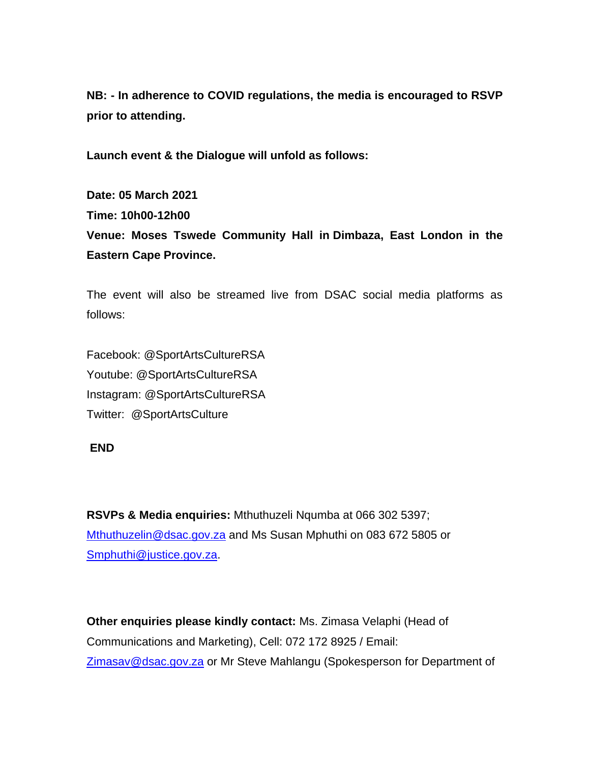**NB: - In adherence to COVID regulations, the media is encouraged to RSVP prior to attending.**

**Launch event & the Dialogue will unfold as follows:**

**Date: 05 March 2021**
**Time: 10h00-12h00**
**Venue: Moses Tswede Community Hall in Dimbaza, East London in the Eastern Cape Province.**

The event will also be streamed live from DSAC social media platforms as follows:

Facebook: @SportArtsCultureRSA
Youtube: @SportArtsCultureRSA
Instagram: @SportArtsCultureRSA
Twitter: @SportArtsCulture

**END**

**RSVPs & Media enquiries:** Mthuthuzeli Nqumba at 066 302 5397; Mthuthuzelin@dsac.gov.za and Ms Susan Mphuthi on 083 672 5805 or Smphuthi@justice.gov.za.

**Other enquiries please kindly contact:** Ms. Zimasa Velaphi (Head of Communications and Marketing), Cell: 072 172 8925 / Email: Zimasav@dsac.gov.za or Mr Steve Mahlangu (Spokesperson for Department of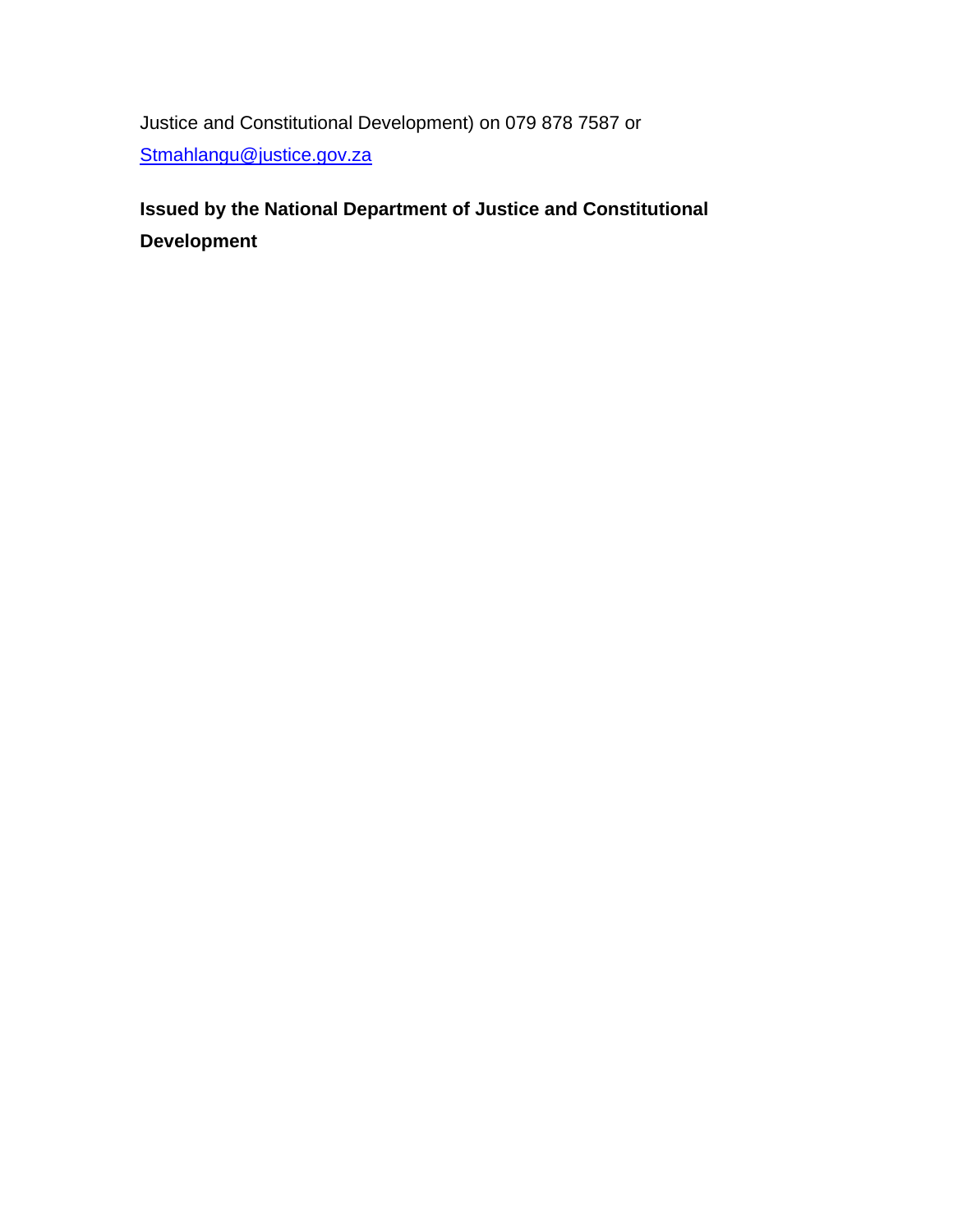Justice and Constitutional Development) on 079 878 7587 or Stmahlangu@justice.gov.za

**Issued by the National Department of Justice and Constitutional Development**